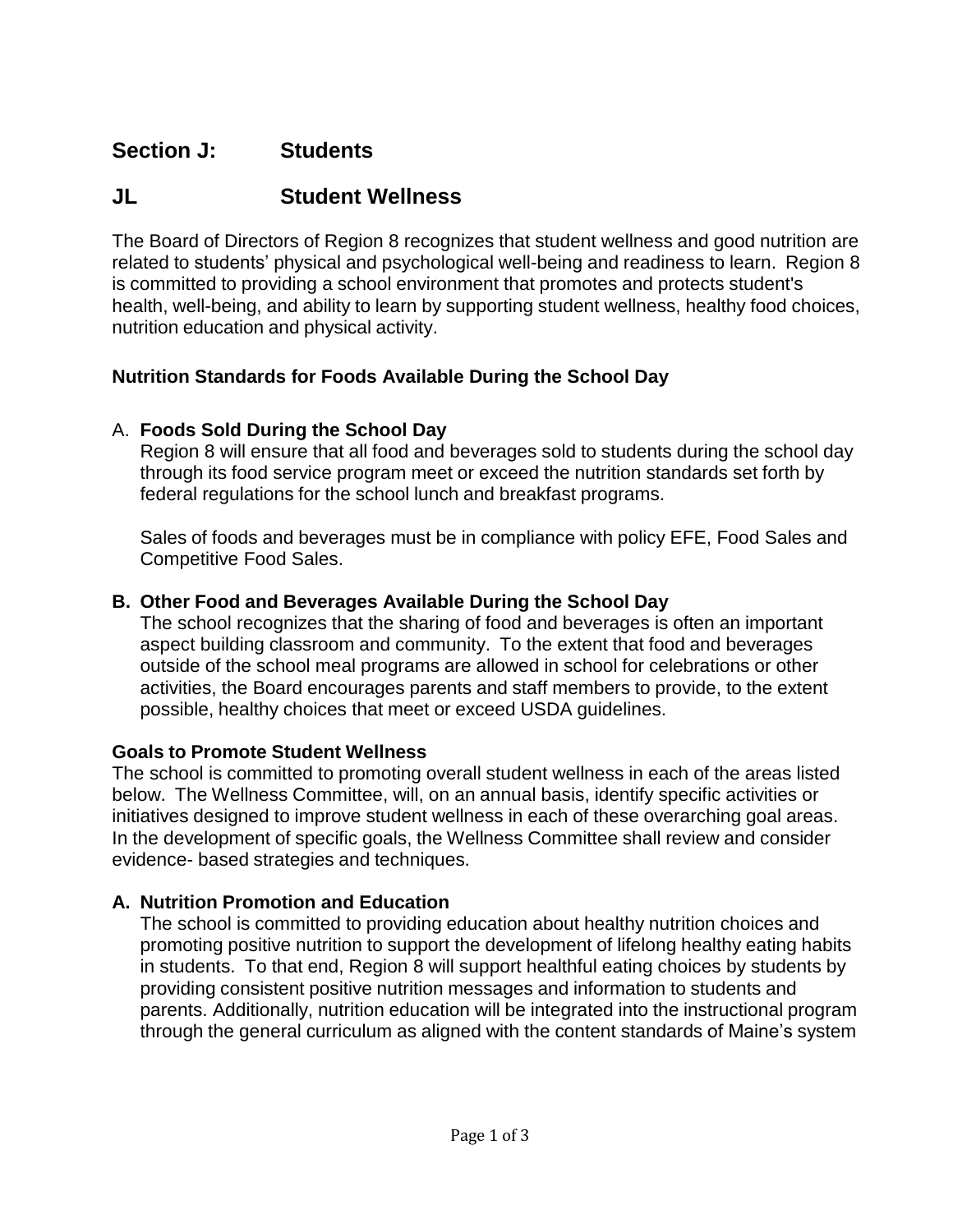# Section J: Students

## JL Student Wellness

The Board of Directors of Region 8 recognizes that student wellness and good nutrition are related to students' physical and psychological well-being and readiness to learn. Region 8 is committed to providing a school environment that promotes and protects student's health, well-being, and ability to learn by supporting student wellness, healthy food choices, nutrition education and physical activity.

### Nutrition Standards for Foods Available During the School Day

A. **Foods Sold During the School Day**

Region 8 will ensure that all food and beverages sold to students during the school day through its food service program meet or exceed the nutrition standards set forth by federal regulations for the school lunch and breakfast programs.

Sales of foods and beverages must be in compliance with policy EFE, Food Sales and Competitive Food Sales.

**B. Other Food and Beverages Available During the School Day**

The school recognizes that the sharing of food and beverages is often an important aspect building classroom and community. To the extent that food and beverages outside of the school meal programs are allowed in school for celebrations or other activities, the Board encourages parents and staff members to provide, to the extent possible, healthy choices that meet or exceed USDA guidelines.

### Goals to Promote Student Wellness

The school is committed to promoting overall student wellness in each of the areas listed below. The Wellness Committee, will, on an annual basis, identify specific activities or initiatives designed to improve student wellness in each of these overarching goal areas. In the development of specific goals, the Wellness Committee shall review and consider evidence- based strategies and techniques.

**A. Nutrition Promotion and Education**

The school is committed to providing education about healthy nutrition choices and promoting positive nutrition to support the development of lifelong healthy eating habits in students. To that end, Region 8 will support healthful eating choices by students by providing consistent positive nutrition messages and information to students and parents. Additionally, nutrition education will be integrated into the instructional program through the general curriculum as aligned with the content standards of Maine's system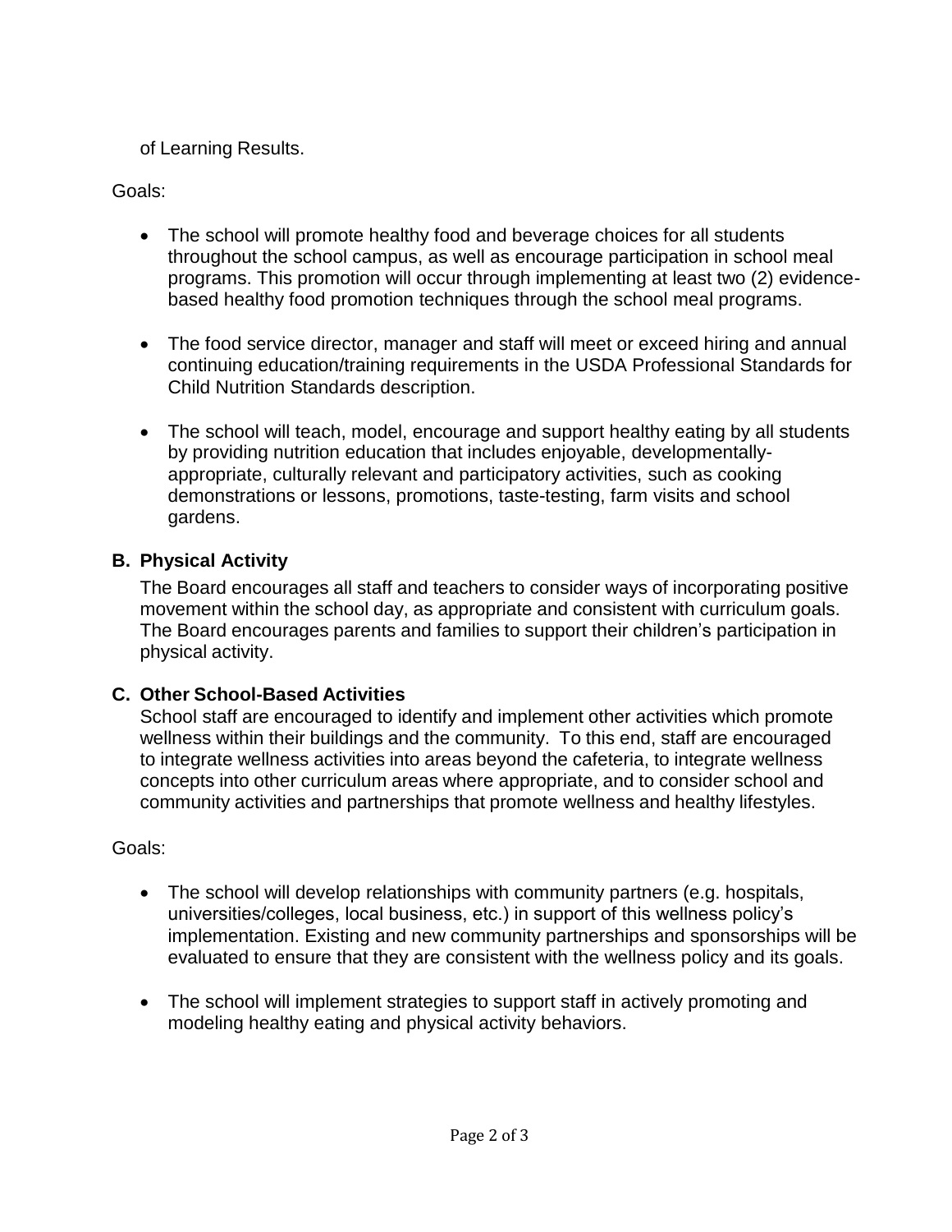of Learning Results.

Goals:

- The school will promote healthy food and beverage choices for all students throughout the school campus, as well as encourage participation in school meal programs. This promotion will occur through implementing at least two (2) evidence-based healthy food promotion techniques through the school meal programs.
- The food service director, manager and staff will meet or exceed hiring and annual continuing education/training requirements in the USDA Professional Standards for Child Nutrition Standards description.
- The school will teach, model, encourage and support healthy eating by all students by providing nutrition education that includes enjoyable, developmentally-appropriate, culturally relevant and participatory activities, such as cooking demonstrations or lessons, promotions, taste-testing, farm visits and school gardens.

**B. Physical Activity**

The Board encourages all staff and teachers to consider ways of incorporating positive movement within the school day, as appropriate and consistent with curriculum goals. The Board encourages parents and families to support their children's participation in physical activity.

**C. Other School-Based Activities**

School staff are encouraged to identify and implement other activities which promote wellness within their buildings and the community. To this end, staff are encouraged to integrate wellness activities into areas beyond the cafeteria, to integrate wellness concepts into other curriculum areas where appropriate, and to consider school and community activities and partnerships that promote wellness and healthy lifestyles.

Goals:

- The school will develop relationships with community partners (e.g. hospitals, universities/colleges, local business, etc.) in support of this wellness policy's implementation. Existing and new community partnerships and sponsorships will be evaluated to ensure that they are consistent with the wellness policy and its goals.
- The school will implement strategies to support staff in actively promoting and modeling healthy eating and physical activity behaviors.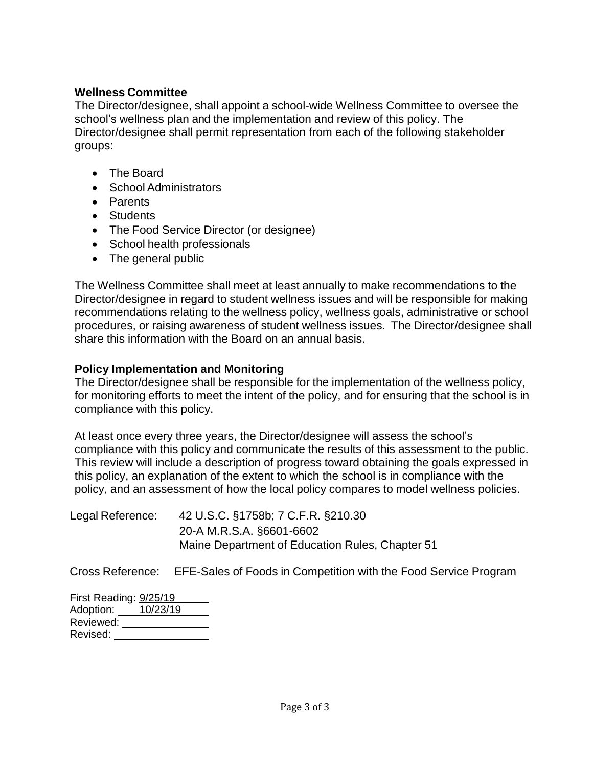**Wellness Committee**

The Director/designee, shall appoint a school-wide Wellness Committee to oversee the school's wellness plan and the implementation and review of this policy. The Director/designee shall permit representation from each of the following stakeholder groups:

- The Board
- School Administrators
- Parents
- Students
- The Food Service Director (or designee)
- School health professionals
- The general public

The Wellness Committee shall meet at least annually to make recommendations to the Director/designee in regard to student wellness issues and will be responsible for making recommendations relating to the wellness policy, wellness goals, administrative or school procedures, or raising awareness of student wellness issues. The Director/designee shall share this information with the Board on an annual basis.

**Policy Implementation and Monitoring**

The Director/designee shall be responsible for the implementation of the wellness policy, for monitoring efforts to meet the intent of the policy, and for ensuring that the school is in compliance with this policy.

At least once every three years, the Director/designee will assess the school's compliance with this policy and communicate the results of this assessment to the public. This review will include a description of progress toward obtaining the goals expressed in this policy, an explanation of the extent to which the school is in compliance with the policy, and an assessment of how the local policy compares to model wellness policies.

Legal Reference: 42 U.S.C. §1758b; 7 C.F.R. §210.30
20-A M.R.S.A. §6601-6602
Maine Department of Education Rules, Chapter 51

Cross Reference: EFE-Sales of Foods in Competition with the Food Service Program

First Reading: 9/25/19
Adoption: 10/23/19
Reviewed:
Revised: